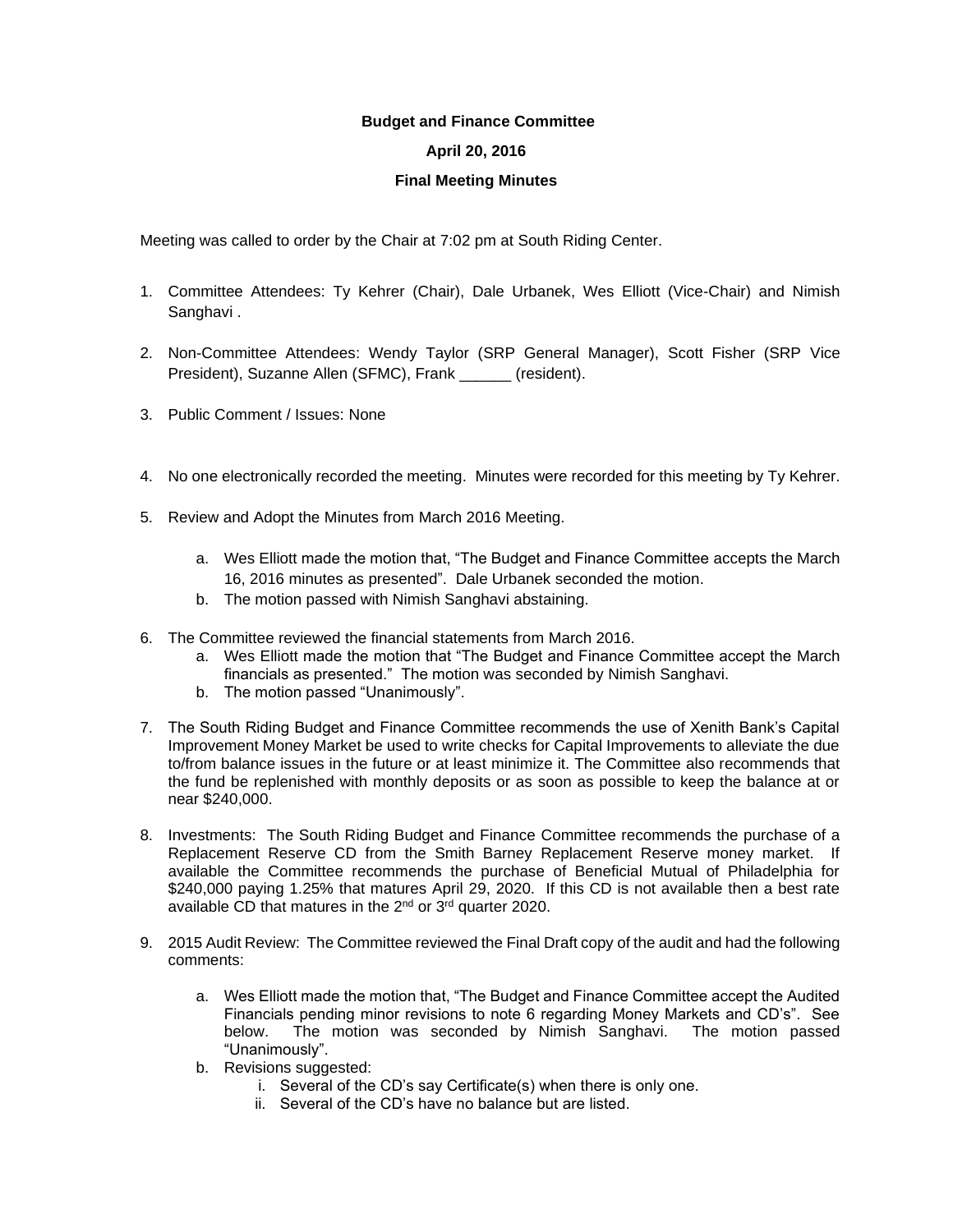**Budget and Finance Committee**

**April 20, 2016**

**Final Meeting Minutes**

Meeting was called to order by the Chair at 7:02 pm at South Riding Center.

1. Committee Attendees: Ty Kehrer (Chair), Dale Urbanek, Wes Elliott (Vice-Chair) and Nimish Sanghavi .

2. Non-Committee Attendees: Wendy Taylor (SRP General Manager), Scott Fisher (SRP Vice President), Suzanne Allen (SFMC), Frank ______ (resident).

3. Public Comment / Issues: None

4. No one electronically recorded the meeting. Minutes were recorded for this meeting by Ty Kehrer.

5. Review and Adopt the Minutes from March 2016 Meeting.

   a. Wes Elliott made the motion that, "The Budget and Finance Committee accepts the March 16, 2016 minutes as presented". Dale Urbanek seconded the motion.
   b. The motion passed with Nimish Sanghavi abstaining.

6. The Committee reviewed the financial statements from March 2016.
   a. Wes Elliott made the motion that "The Budget and Finance Committee accept the March financials as presented." The motion was seconded by Nimish Sanghavi.
   b. The motion passed "Unanimously".

7. The South Riding Budget and Finance Committee recommends the use of Xenith Bank's Capital Improvement Money Market be used to write checks for Capital Improvements to alleviate the due to/from balance issues in the future or at least minimize it. The Committee also recommends that the fund be replenished with monthly deposits or as soon as possible to keep the balance at or near $240,000.

8. Investments: The South Riding Budget and Finance Committee recommends the purchase of a Replacement Reserve CD from the Smith Barney Replacement Reserve money market. If available the Committee recommends the purchase of Beneficial Mutual of Philadelphia for $240,000 paying 1.25% that matures April 29, 2020. If this CD is not available then a best rate available CD that matures in the 2nd or 3rd quarter 2020.

9. 2015 Audit Review: The Committee reviewed the Final Draft copy of the audit and had the following comments:

   a. Wes Elliott made the motion that, "The Budget and Finance Committee accept the Audited Financials pending minor revisions to note 6 regarding Money Markets and CD's". See below. The motion was seconded by Nimish Sanghavi. The motion passed "Unanimously".
   b. Revisions suggested:
      i. Several of the CD's say Certificate(s) when there is only one.
      ii. Several of the CD's have no balance but are listed.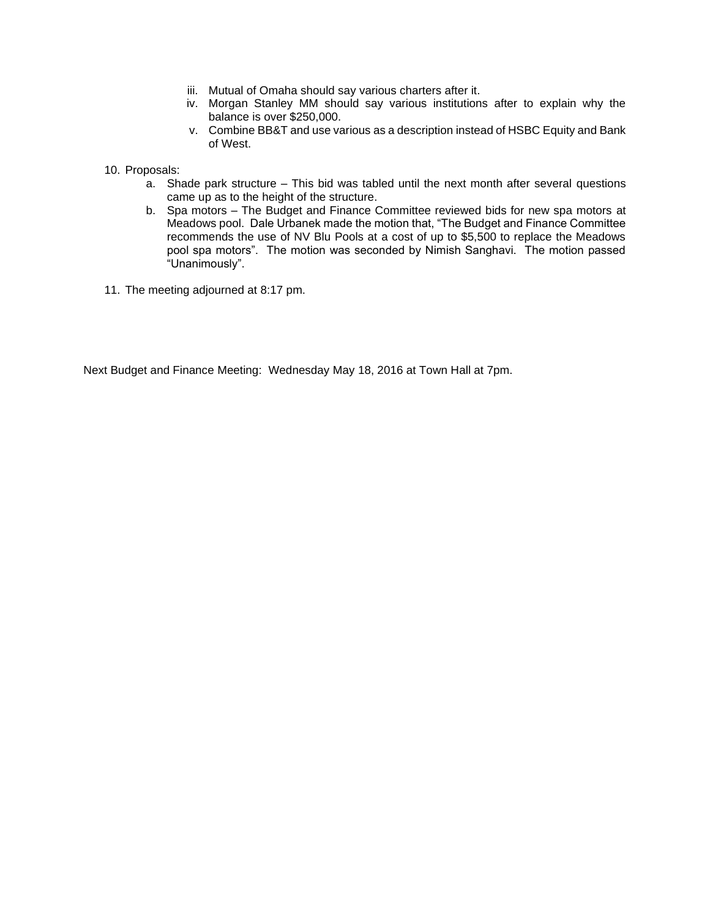iii. Mutual of Omaha should say various charters after it.
iv. Morgan Stanley MM should say various institutions after to explain why the balance is over $250,000.
v. Combine BB&T and use various as a description instead of HSBC Equity and Bank of West.

10. Proposals:
    a. Shade park structure – This bid was tabled until the next month after several questions came up as to the height of the structure.
    b. Spa motors – The Budget and Finance Committee reviewed bids for new spa motors at Meadows pool. Dale Urbanek made the motion that, "The Budget and Finance Committee recommends the use of NV Blu Pools at a cost of up to $5,500 to replace the Meadows pool spa motors". The motion was seconded by Nimish Sanghavi. The motion passed "Unanimously".

11. The meeting adjourned at 8:17 pm.

Next Budget and Finance Meeting: Wednesday May 18, 2016 at Town Hall at 7pm.